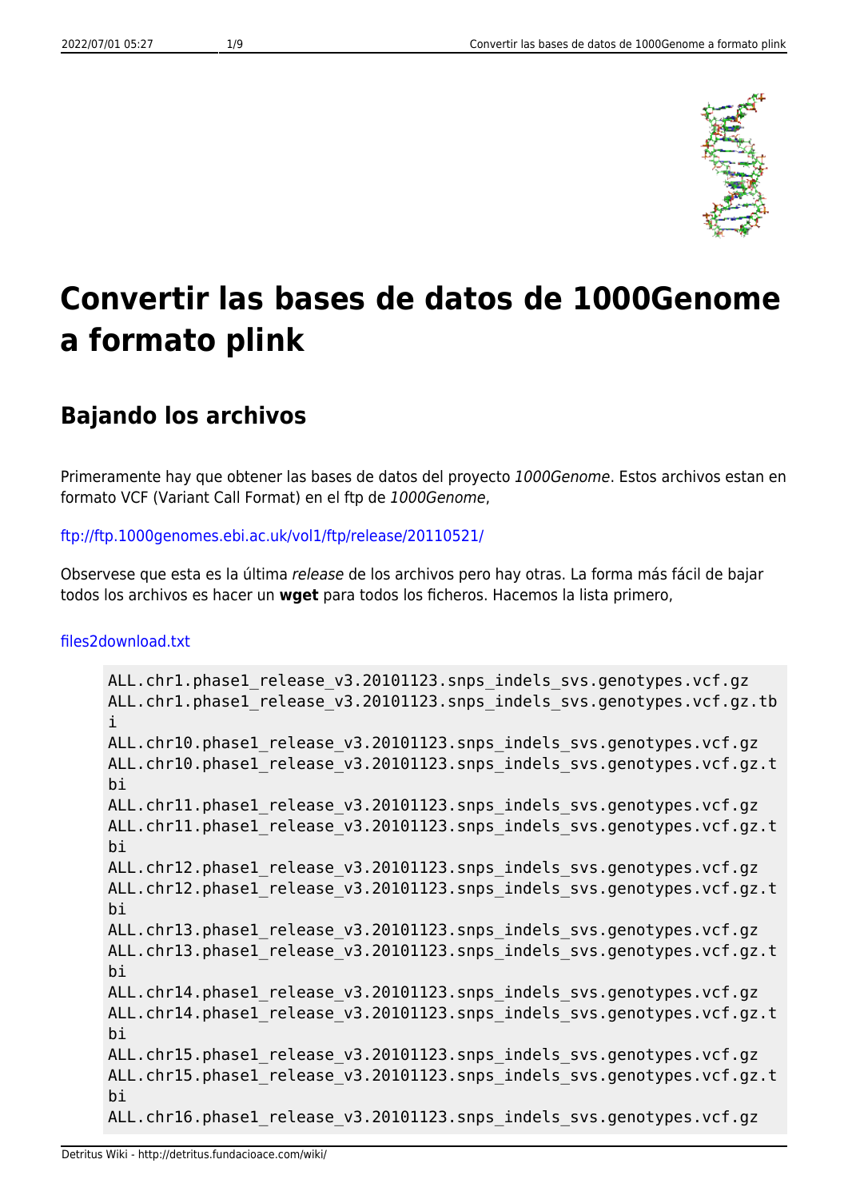# Convertir las bases de datos de 1000Genome a formato plink

## Bajando los archivos

Primeramente hay que obtener las bases de datos del proyecto *1000Genome*. Estos archivos estan en formato VCF (Variant Call Format) en el ftp de *1000Genome*,

ftp://ftp.1000genomes.ebi.ac.uk/vol1/ftp/release/20110521/

Observese que esta es la última *release* de los archivos pero hay otras. La forma más fácil de bajar todos los archivos es hacer un **wget** para todos los ficheros. Hacemos la lista primero,

files2download.txt

```
ALL.chr1.phase1_release_v3.20101123.snps_indels_svs.genotypes.vcf.gz
ALL.chr1.phase1_release_v3.20101123.snps_indels_svs.genotypes.vcf.gz.tbi
ALL.chr10.phase1_release_v3.20101123.snps_indels_svs.genotypes.vcf.gz
ALL.chr10.phase1_release_v3.20101123.snps_indels_svs.genotypes.vcf.gz.tbi
ALL.chr11.phase1_release_v3.20101123.snps_indels_svs.genotypes.vcf.gz
ALL.chr11.phase1_release_v3.20101123.snps_indels_svs.genotypes.vcf.gz.tbi
ALL.chr12.phase1_release_v3.20101123.snps_indels_svs.genotypes.vcf.gz
ALL.chr12.phase1_release_v3.20101123.snps_indels_svs.genotypes.vcf.gz.tbi
ALL.chr13.phase1_release_v3.20101123.snps_indels_svs.genotypes.vcf.gz
ALL.chr13.phase1_release_v3.20101123.snps_indels_svs.genotypes.vcf.gz.tbi
ALL.chr14.phase1_release_v3.20101123.snps_indels_svs.genotypes.vcf.gz
ALL.chr14.phase1_release_v3.20101123.snps_indels_svs.genotypes.vcf.gz.tbi
ALL.chr15.phase1_release_v3.20101123.snps_indels_svs.genotypes.vcf.gz
ALL.chr15.phase1_release_v3.20101123.snps_indels_svs.genotypes.vcf.gz.tbi
ALL.chr16.phase1_release_v3.20101123.snps_indels_svs.genotypes.vcf.gz
```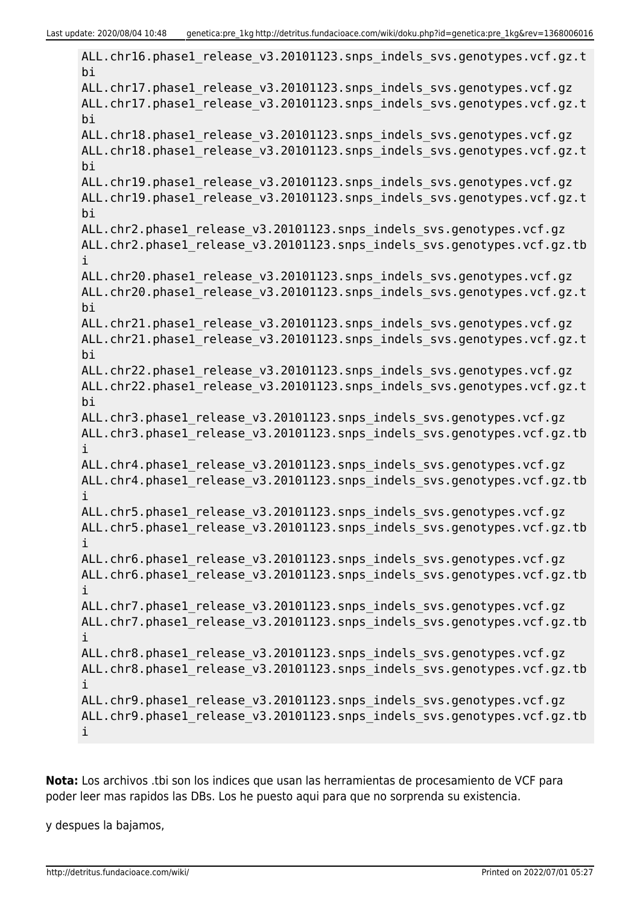```
ALL.chr16.phase1_release_v3.20101123.snps_indels_svs.genotypes.vcf.gz.tbi
ALL.chr17.phase1_release_v3.20101123.snps_indels_svs.genotypes.vcf.gz
ALL.chr17.phase1_release_v3.20101123.snps_indels_svs.genotypes.vcf.gz.tbi
ALL.chr18.phase1_release_v3.20101123.snps_indels_svs.genotypes.vcf.gz
ALL.chr18.phase1_release_v3.20101123.snps_indels_svs.genotypes.vcf.gz.tbi
ALL.chr19.phase1_release_v3.20101123.snps_indels_svs.genotypes.vcf.gz
ALL.chr19.phase1_release_v3.20101123.snps_indels_svs.genotypes.vcf.gz.tbi
ALL.chr2.phase1_release_v3.20101123.snps_indels_svs.genotypes.vcf.gz
ALL.chr2.phase1_release_v3.20101123.snps_indels_svs.genotypes.vcf.gz.tbi
ALL.chr20.phase1_release_v3.20101123.snps_indels_svs.genotypes.vcf.gz
ALL.chr20.phase1_release_v3.20101123.snps_indels_svs.genotypes.vcf.gz.tbi
ALL.chr21.phase1_release_v3.20101123.snps_indels_svs.genotypes.vcf.gz
ALL.chr21.phase1_release_v3.20101123.snps_indels_svs.genotypes.vcf.gz.tbi
ALL.chr22.phase1_release_v3.20101123.snps_indels_svs.genotypes.vcf.gz
ALL.chr22.phase1_release_v3.20101123.snps_indels_svs.genotypes.vcf.gz.tbi
ALL.chr3.phase1_release_v3.20101123.snps_indels_svs.genotypes.vcf.gz
ALL.chr3.phase1_release_v3.20101123.snps_indels_svs.genotypes.vcf.gz.tbi
ALL.chr4.phase1_release_v3.20101123.snps_indels_svs.genotypes.vcf.gz
ALL.chr4.phase1_release_v3.20101123.snps_indels_svs.genotypes.vcf.gz.tbi
ALL.chr5.phase1_release_v3.20101123.snps_indels_svs.genotypes.vcf.gz
ALL.chr5.phase1_release_v3.20101123.snps_indels_svs.genotypes.vcf.gz.tbi
ALL.chr6.phase1_release_v3.20101123.snps_indels_svs.genotypes.vcf.gz
ALL.chr6.phase1_release_v3.20101123.snps_indels_svs.genotypes.vcf.gz.tbi
ALL.chr7.phase1_release_v3.20101123.snps_indels_svs.genotypes.vcf.gz
ALL.chr7.phase1_release_v3.20101123.snps_indels_svs.genotypes.vcf.gz.tbi
ALL.chr8.phase1_release_v3.20101123.snps_indels_svs.genotypes.vcf.gz
ALL.chr8.phase1_release_v3.20101123.snps_indels_svs.genotypes.vcf.gz.tbi
ALL.chr9.phase1_release_v3.20101123.snps_indels_svs.genotypes.vcf.gz
ALL.chr9.phase1_release_v3.20101123.snps_indels_svs.genotypes.vcf.gz.tbi
```

**Nota:** Los archivos .tbi son los indices que usan las herramientas de procesamiento de VCF para poder leer mas rapidos las DBs. Los he puesto aqui para que no sorprenda su existencia.

y despues la bajamos,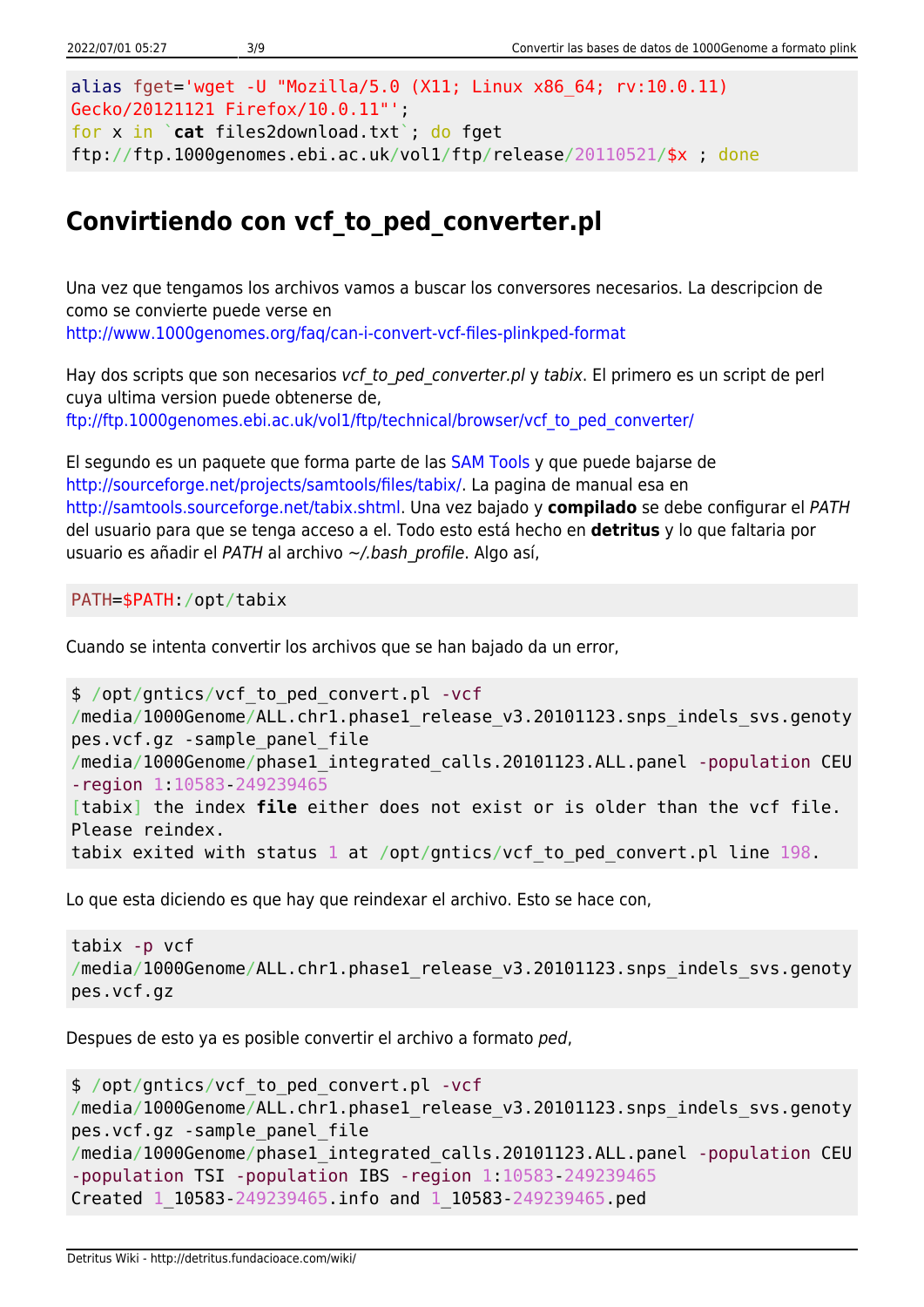```
alias fget='wget -U "Mozilla/5.0 (X11; Linux x86_64; rv:10.0.11)
Gecko/20121121 Firefox/10.0.11"';
for x in `cat files2download.txt`; do fget
ftp://ftp.1000genomes.ebi.ac.uk/vol1/ftp/release/20110521/$x ; done
```

## Convirtiendo con vcf_to_ped_converter.pl

Una vez que tengamos los archivos vamos a buscar los conversores necesarios. La descripcion de como se convierte puede verse en http://www.1000genomes.org/faq/can-i-convert-vcf-files-plinkped-format

Hay dos scripts que son necesarios *vcf_to_ped_converter.pl* y *tabix*. El primero es un script de perl cuya ultima version puede obtenerse de, ftp://ftp.1000genomes.ebi.ac.uk/vol1/ftp/technical/browser/vcf_to_ped_converter/

El segundo es un paquete que forma parte de las SAM Tools y que puede bajarse de http://sourceforge.net/projects/samtools/files/tabix/. La pagina de manual esa en http://samtools.sourceforge.net/tabix.shtml. Una vez bajado y **compilado** se debe configurar el *PATH* del usuario para que se tenga acceso a el. Todo esto está hecho en **detritus** y lo que faltaria por usuario es añadir el *PATH* al archivo *~/.bash_profile*. Algo así,

```
PATH=$PATH:/opt/tabix
```

Cuando se intenta convertir los archivos que se han bajado da un error,

```
$ /opt/gntics/vcf_to_ped_convert.pl -vcf
/media/1000Genome/ALL.chr1.phase1_release_v3.20101123.snps_indels_svs.genotypes.vcf.gz -sample_panel_file
/media/1000Genome/phase1_integrated_calls.20101123.ALL.panel -population CEU
-region 1:10583-249239465
[tabix] the index file either does not exist or is older than the vcf file.
Please reindex.
tabix exited with status 1 at /opt/gntics/vcf_to_ped_convert.pl line 198.
```

Lo que esta diciendo es que hay que reindexar el archivo. Esto se hace con,

```
tabix -p vcf
/media/1000Genome/ALL.chr1.phase1_release_v3.20101123.snps_indels_svs.genotypes.vcf.gz
```

Despues de esto ya es posible convertir el archivo a formato *ped*,

```
$ /opt/gntics/vcf_to_ped_convert.pl -vcf
/media/1000Genome/ALL.chr1.phase1_release_v3.20101123.snps_indels_svs.genotypes.vcf.gz -sample_panel_file
/media/1000Genome/phase1_integrated_calls.20101123.ALL.panel -population CEU
-population TSI -population IBS -region 1:10583-249239465
Created 1_10583-249239465.info and 1_10583-249239465.ped
```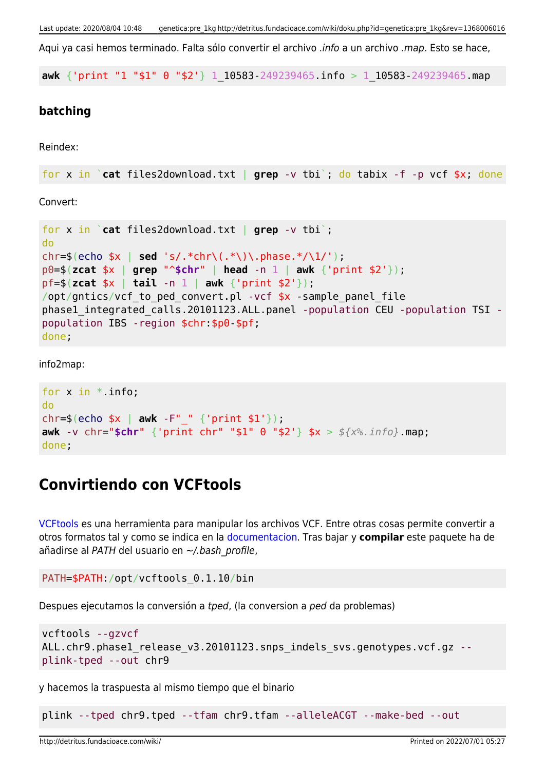Aqui ya casi hemos terminado. Falta sólo convertir el archivo *.info* a un archivo *.map*. Esto se hace,

```
awk {'print "1 "$1" 0 "$2'} 1_10583-249239465.info > 1_10583-249239465.map
```

### batching

Reindex:

```
for x in `cat files2download.txt | grep -v tbi`; do tabix -f -p vcf $x; done
```

Convert:

```
for x in `cat files2download.txt | grep -v tbi`;
do
chr=$(echo $x | sed 's/.*chr\(.*\)\.phase.*/\1/');
p0=$(zcat $x | grep "^$chr" | head -n 1 | awk {'print $2'});
pf=$(zcat $x | tail -n 1 | awk {'print $2'});
/opt/gntics/vcf_to_ped_convert.pl -vcf $x -sample_panel_file
phase1_integrated_calls.20101123.ALL.panel -population CEU -population TSI -
population IBS -region $chr:$p0-$pf;
done;
```

info2map:

```
for x in *.info;
do
chr=$(echo $x | awk -F"_" {'print $1'});
awk -v chr="$chr" {'print chr" "$1" 0 "$2'} $x > ${x%.info}.map;
done;
```

## Convirtiendo con VCFtools

VCFtools es una herramienta para manipular los archivos VCF. Entre otras cosas permite convertir a otros formatos tal y como se indica en la documentacion. Tras bajar y **compilar** este paquete ha de añadirse al *PATH* del usuario en *~/.bash_profile*,

```
PATH=$PATH:/opt/vcftools_0.1.10/bin
```

Despues ejecutamos la conversión a *tped*, (la conversion a *ped* da problemas)

```
vcftools --gzvcf
ALL.chr9.phase1_release_v3.20101123.snps_indels_svs.genotypes.vcf.gz --
plink-tped --out chr9
```

y hacemos la traspuesta al mismo tiempo que el binario

```
plink --tped chr9.tped --tfam chr9.tfam --alleleACGT --make-bed --out
```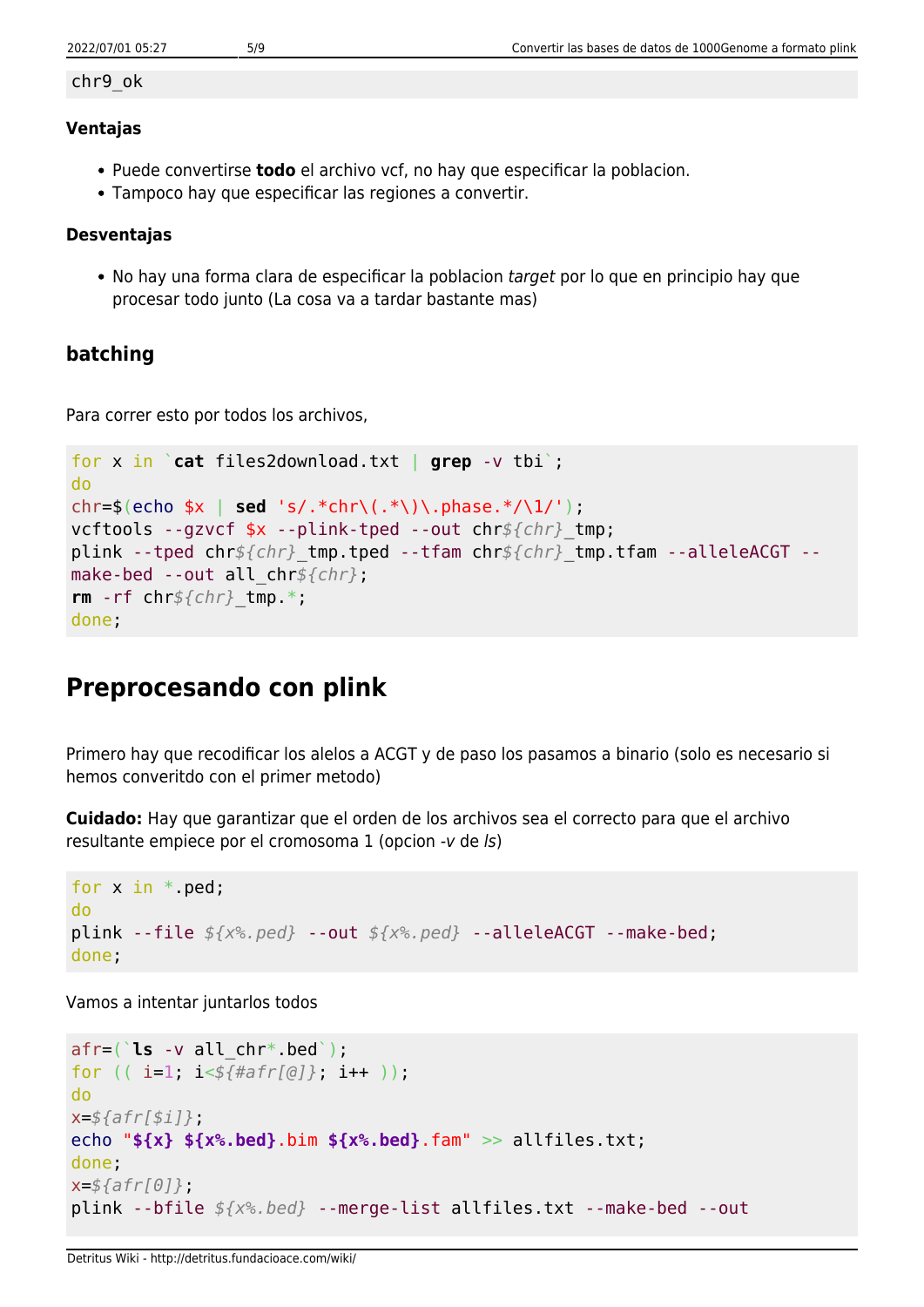```
chr9_ok
```

**Ventajas**

- Puede convertirse **todo** el archivo vcf, no hay que especificar la poblacion.
- Tampoco hay que especificar las regiones a convertir.

**Desventajas**

- No hay una forma clara de especificar la poblacion *target* por lo que en principio hay que procesar todo junto (La cosa va a tardar bastante mas)

### batching

Para correr esto por todos los archivos,

```
for x in `cat files2download.txt | grep -v tbi`;
do
chr=$(echo $x | sed 's/.*chr\(.*\)\.phase.*/\1/');
vcftools --gzvcf $x --plink-tped --out chr${chr}_tmp;
plink --tped chr${chr}_tmp.tped --tfam chr${chr}_tmp.tfam --alleleACGT --make-bed --out all_chr${chr};
rm -rf chr${chr}_tmp.*;
done;
```

## Preprocesando con plink

Primero hay que recodificar los alelos a ACGT y de paso los pasamos a binario (solo es necesario si hemos converitdo con el primer metodo)

**Cuidado:** Hay que garantizar que el orden de los archivos sea el correcto para que el archivo resultante empiece por el cromosoma 1 (opcion *-v* de *ls*)

```
for x in *.ped;
do
plink --file ${x%.ped} --out ${x%.ped} --alleleACGT --make-bed;
done;
```

Vamos a intentar juntarlos todos

```
afr=(`ls -v all_chr*.bed`);
for (( i=1; i<${#afr[@]}; i++ ));
do
x=${afr[$i]};
echo "${x} ${x%.bed}.bim ${x%.bed}.fam" >> allfiles.txt;
done;
x=${afr[0]};
plink --bfile ${x%.bed} --merge-list allfiles.txt --make-bed --out
```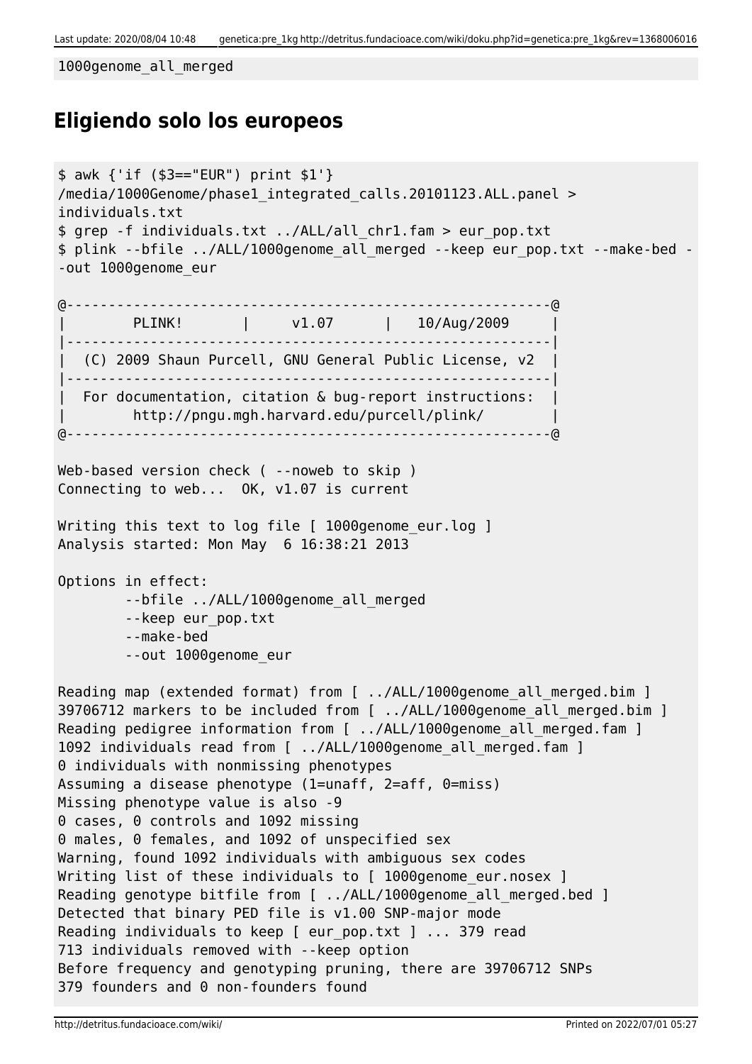```
1000genome_all_merged
```

## Eligiendo solo los europeos

```
$ awk {'if ($3=="EUR") print $1'}
/media/1000Genome/phase1_integrated_calls.20101123.ALL.panel >
individuals.txt
$ grep -f individuals.txt ../ALL/all_chr1.fam > eur_pop.txt
$ plink --bfile ../ALL/1000genome_all_merged --keep eur_pop.txt --make-bed -
-out 1000genome_eur

@----------------------------------------------------------@
|        PLINK!       |     v1.07      |   10/Aug/2009     |
|----------------------------------------------------------|
|  (C) 2009 Shaun Purcell, GNU General Public License, v2  |
|----------------------------------------------------------|
|  For documentation, citation & bug-report instructions:  |
|        http://pngu.mgh.harvard.edu/purcell/plink/        |
@----------------------------------------------------------@

Web-based version check ( --noweb to skip )
Connecting to web...  OK, v1.07 is current

Writing this text to log file [ 1000genome_eur.log ]
Analysis started: Mon May  6 16:38:21 2013

Options in effect:
        --bfile ../ALL/1000genome_all_merged
        --keep eur_pop.txt
        --make-bed
        --out 1000genome_eur

Reading map (extended format) from [ ../ALL/1000genome_all_merged.bim ]
39706712 markers to be included from [ ../ALL/1000genome_all_merged.bim ]
Reading pedigree information from [ ../ALL/1000genome_all_merged.fam ]
1092 individuals read from [ ../ALL/1000genome_all_merged.fam ]
0 individuals with nonmissing phenotypes
Assuming a disease phenotype (1=unaff, 2=aff, 0=miss)
Missing phenotype value is also -9
0 cases, 0 controls and 1092 missing
0 males, 0 females, and 1092 of unspecified sex
Warning, found 1092 individuals with ambiguous sex codes
Writing list of these individuals to [ 1000genome_eur.nosex ]
Reading genotype bitfile from [ ../ALL/1000genome_all_merged.bed ]
Detected that binary PED file is v1.00 SNP-major mode
Reading individuals to keep [ eur_pop.txt ] ... 379 read
713 individuals removed with --keep option
Before frequency and genotyping pruning, there are 39706712 SNPs
379 founders and 0 non-founders found
```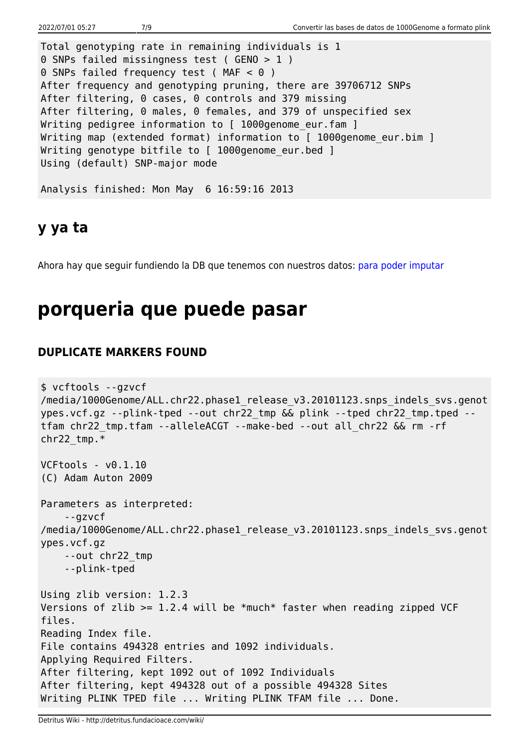```
Total genotyping rate in remaining individuals is 1
0 SNPs failed missingness test ( GENO > 1 )
0 SNPs failed frequency test ( MAF < 0 )
After frequency and genotyping pruning, there are 39706712 SNPs
After filtering, 0 cases, 0 controls and 379 missing
After filtering, 0 males, 0 females, and 379 of unspecified sex
Writing pedigree information to [ 1000genome_eur.fam ]
Writing map (extended format) information to [ 1000genome_eur.bim ]
Writing genotype bitfile to [ 1000genome_eur.bed ]
Using (default) SNP-major mode

Analysis finished: Mon May  6 16:59:16 2013
```

## y ya ta

Ahora hay que seguir fundiendo la DB que tenemos con nuestros datos: para poder imputar

# porqueria que puede pasar

### DUPLICATE MARKERS FOUND

```
$ vcftools --gzvcf
/media/1000Genome/ALL.chr22.phase1_release_v3.20101123.snps_indels_svs.genotypes.vcf.gz --plink-tped --out chr22_tmp && plink --tped chr22_tmp.tped --tfam chr22_tmp.tfam --alleleACGT --make-bed --out all_chr22 && rm -rf chr22_tmp.*

VCFtools - v0.1.10
(C) Adam Auton 2009

Parameters as interpreted:
    --gzvcf
/media/1000Genome/ALL.chr22.phase1_release_v3.20101123.snps_indels_svs.genotypes.vcf.gz
    --out chr22_tmp
    --plink-tped

Using zlib version: 1.2.3
Versions of zlib >= 1.2.4 will be *much* faster when reading zipped VCF files.
Reading Index file.
File contains 494328 entries and 1092 individuals.
Applying Required Filters.
After filtering, kept 1092 out of 1092 Individuals
After filtering, kept 494328 out of a possible 494328 Sites
Writing PLINK TPED file ... Writing PLINK TFAM file ... Done.
```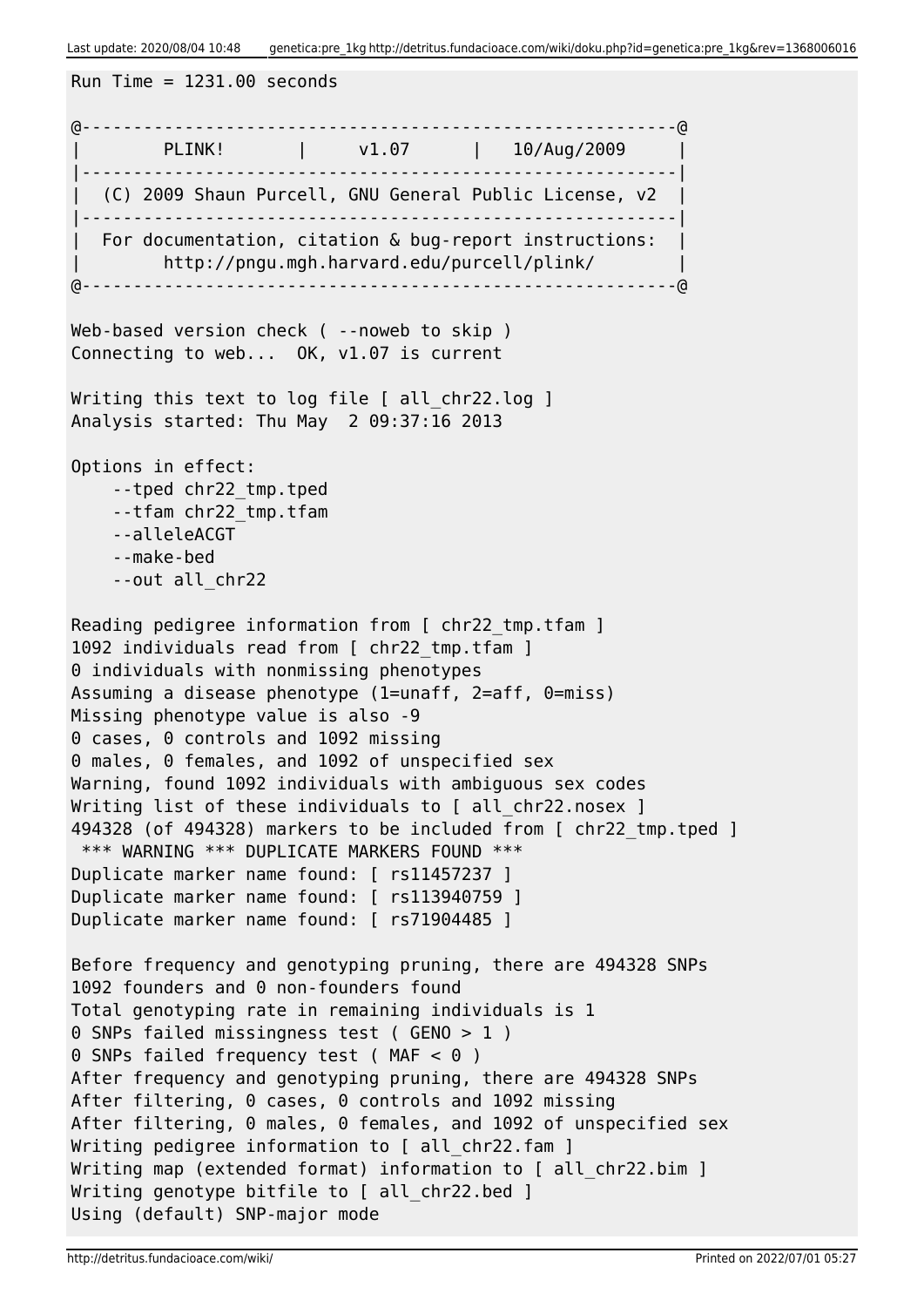```
Run Time = 1231.00 seconds

@----------------------------------------------------------@
|        PLINK!       |     v1.07      |   10/Aug/2009     |
|----------------------------------------------------------|
|  (C) 2009 Shaun Purcell, GNU General Public License, v2  |
|----------------------------------------------------------|
|  For documentation, citation & bug-report instructions:  |
|        http://pngu.mgh.harvard.edu/purcell/plink/        |
@----------------------------------------------------------@

Web-based version check ( --noweb to skip )
Connecting to web...  OK, v1.07 is current

Writing this text to log file [ all_chr22.log ]
Analysis started: Thu May  2 09:37:16 2013

Options in effect:
    --tped chr22_tmp.tped
    --tfam chr22_tmp.tfam
    --alleleACGT
    --make-bed
    --out all_chr22

Reading pedigree information from [ chr22_tmp.tfam ]
1092 individuals read from [ chr22_tmp.tfam ]
0 individuals with nonmissing phenotypes
Assuming a disease phenotype (1=unaff, 2=aff, 0=miss)
Missing phenotype value is also -9
0 cases, 0 controls and 1092 missing
0 males, 0 females, and 1092 of unspecified sex
Warning, found 1092 individuals with ambiguous sex codes
Writing list of these individuals to [ all_chr22.nosex ]
494328 (of 494328) markers to be included from [ chr22_tmp.tped ]
 *** WARNING *** DUPLICATE MARKERS FOUND ***
Duplicate marker name found: [ rs11457237 ]
Duplicate marker name found: [ rs113940759 ]
Duplicate marker name found: [ rs71904485 ]

Before frequency and genotyping pruning, there are 494328 SNPs
1092 founders and 0 non-founders found
Total genotyping rate in remaining individuals is 1
0 SNPs failed missingness test ( GENO > 1 )
0 SNPs failed frequency test ( MAF < 0 )
After frequency and genotyping pruning, there are 494328 SNPs
After filtering, 0 cases, 0 controls and 1092 missing
After filtering, 0 males, 0 females, and 1092 of unspecified sex
Writing pedigree information to [ all_chr22.fam ]
Writing map (extended format) information to [ all_chr22.bim ]
Writing genotype bitfile to [ all_chr22.bed ]
Using (default) SNP-major mode
```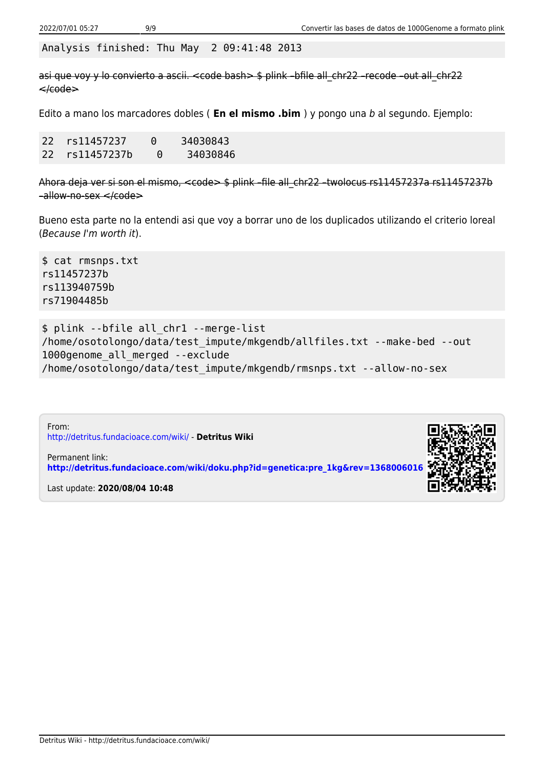```
Analysis finished: Thu May  2 09:41:48 2013
```

~~asi que voy y lo convierto a ascii. <code bash> $ plink –bfile all_chr22 –recode –out all_chr22 </code>~~

Edito a mano los marcadores dobles ( **En el mismo .bim** ) y pongo una *b* al segundo. Ejemplo:

```
22  rs11457237    0    34030843
22  rs11457237b    0    34030846
```

~~Ahora deja ver si son el mismo, <code> $ plink –file all_chr22 –twolocus rs11457237a rs11457237b –allow-no-sex </code>~~

Bueno esta parte no la entendi asi que voy a borrar uno de los duplicados utilizando el criterio loreal (*Because I'm worth it*).

```
$ cat rmsnps.txt
rs11457237b
rs113940759b
rs71904485b
```

```
$ plink --bfile all_chr1 --merge-list
/home/osotolongo/data/test_impute/mkgendb/allfiles.txt --make-bed --out
1000genome_all_merged --exclude
/home/osotolongo/data/test_impute/mkgendb/rmsnps.txt --allow-no-sex
```

From:
http://detritus.fundacioace.com/wiki/ - **Detritus Wiki**

Permanent link:
**http://detritus.fundacioace.com/wiki/doku.php?id=genetica:pre_1kg&rev=1368006016**

Last update: **2020/08/04 10:48**